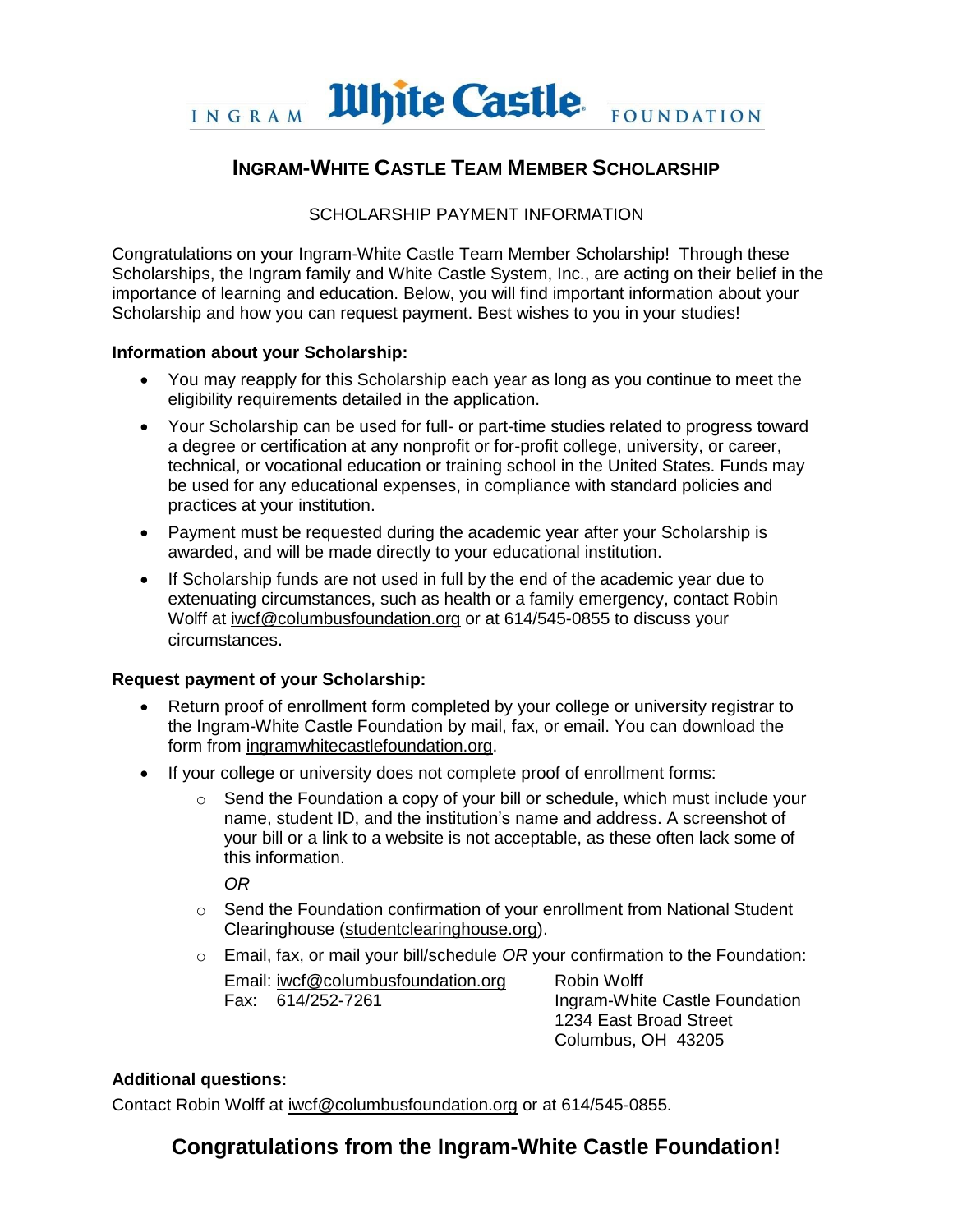INGRAM White Castle FOUNDATION

## Ingram-White Castle Team Member Scholarship

SCHOLARSHIP PAYMENT INFORMATION

Congratulations on your Ingram-White Castle Team Member Scholarship! Through these Scholarships, the Ingram family and White Castle System, Inc., are acting on their belief in the importance of learning and education. Below, you will find important information about your Scholarship and how you can request payment. Best wishes to you in your studies!

**Information about your Scholarship:**

- You may reapply for this Scholarship each year as long as you continue to meet the eligibility requirements detailed in the application.
- Your Scholarship can be used for full- or part-time studies related to progress toward a degree or certification at any nonprofit or for-profit college, university, or career, technical, or vocational education or training school in the United States. Funds may be used for any educational expenses, in compliance with standard policies and practices at your institution.
- Payment must be requested during the academic year after your Scholarship is awarded, and will be made directly to your educational institution.
- If Scholarship funds are not used in full by the end of the academic year due to extenuating circumstances, such as health or a family emergency, contact Robin Wolff at iwcf@columbusfoundation.org or at 614/545-0855 to discuss your circumstances.

**Request payment of your Scholarship:**

- Return proof of enrollment form completed by your college or university registrar to the Ingram-White Castle Foundation by mail, fax, or email. You can download the form from ingramwhitecastlefoundation.org.
- If your college or university does not complete proof of enrollment forms:
  - Send the Foundation a copy of your bill or schedule, which must include your name, student ID, and the institution's name and address. A screenshot of your bill or a link to a website is not acceptable, as these often lack some of this information.

    *OR*
  - Send the Foundation confirmation of your enrollment from National Student Clearinghouse (studentclearinghouse.org).
  - Email, fax, or mail your bill/schedule *OR* your confirmation to the Foundation:

    Email: iwcf@columbusfoundation.org
    Fax: 614/252-7261

    Robin Wolff
    Ingram-White Castle Foundation
    1234 East Broad Street
    Columbus, OH 43205

**Additional questions:**

Contact Robin Wolff at iwcf@columbusfoundation.org or at 614/545-0855.

## Congratulations from the Ingram-White Castle Foundation!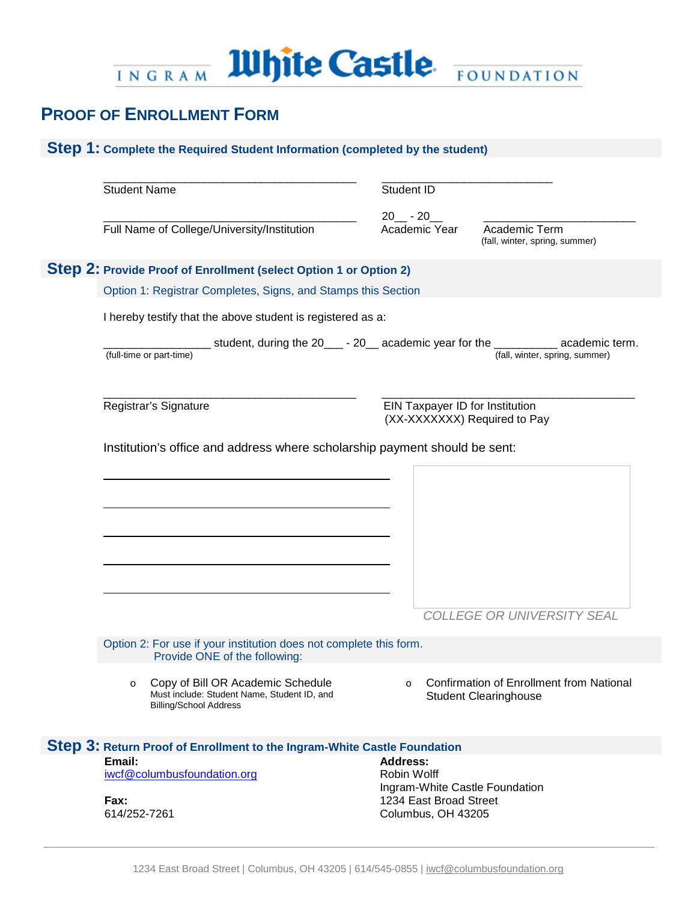INGRAM **White Castle** FOUNDATION

# PROOF OF ENROLLMENT FORM

## Step 1: Complete the Required Student Information (completed by the student)

_______________________________________ Student Name

__________________________ Student ID

_______________________________________ Full Name of College/University/Institution

20__ - 20__ Academic Year

_______________________ Academic Term (fall, winter, spring, summer)

## Step 2: Provide Proof of Enrollment (select Option 1 or Option 2)

### Option 1: Registrar Completes, Signs, and Stamps this Section

I hereby testify that the above student is registered as a:

________________ student, during the 20___ - 20__ academic year for the __________ academic term.
(full-time or part-time) (fall, winter, spring, summer)

_______________________________________ Registrar's Signature

_______________________________________ EIN Taxpayer ID for Institution (XX-XXXXXXX) Required to Pay

Institution's office and address where scholarship payment should be sent:

_______________________________________

_______________________________________

_______________________________________

_______________________________________

_______________________________________

COLLEGE OR UNIVERSITY SEAL

### Option 2: For use if your institution does not complete this form. Provide ONE of the following:

- Copy of Bill OR Academic Schedule
  Must include: Student Name, Student ID, and Billing/School Address
- Confirmation of Enrollment from National Student Clearinghouse

## Step 3: Return Proof of Enrollment to the Ingram-White Castle Foundation

**Email:**
iwcf@columbusfoundation.org

**Fax:**
614/252-7261

**Address:**
Robin Wolff
Ingram-White Castle Foundation
1234 East Broad Street
Columbus, OH 43205

1234 East Broad Street | Columbus, OH 43205 | 614/545-0855 | iwcf@columbusfoundation.org